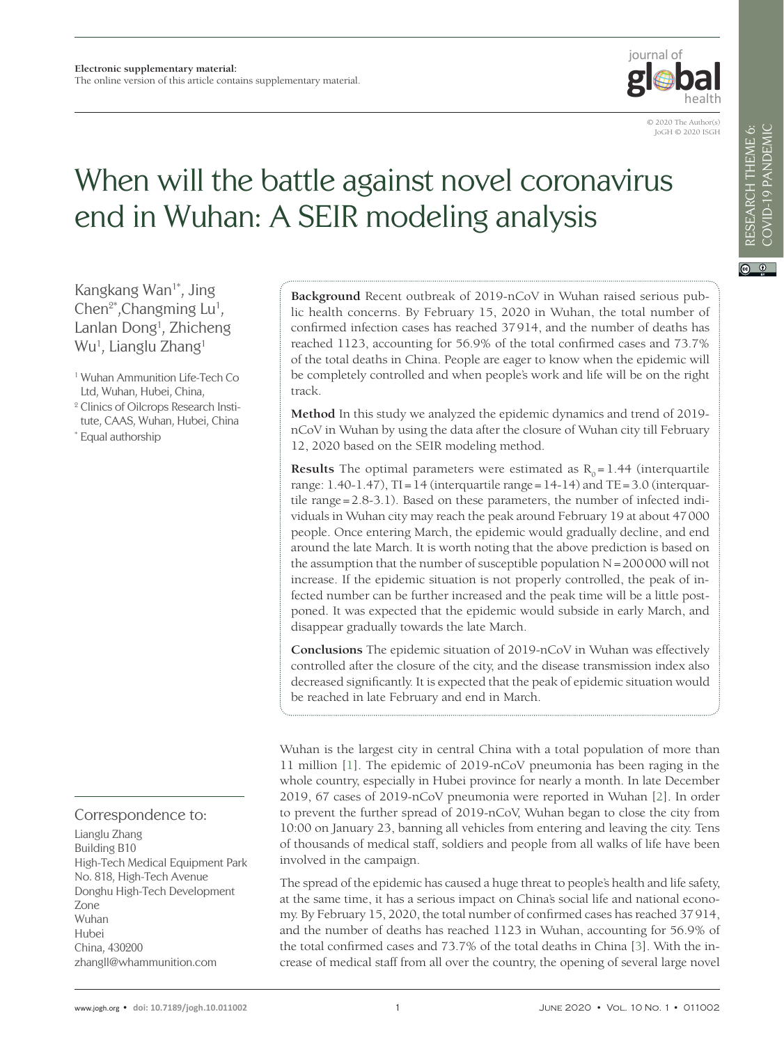Electronic supplementary material:
The online version of this article contains supplementary material.

© 2020 The Author(s)
JoGH © 2020 ISGH

# When will the battle against novel coronavirus end in Wuhan: A SEIR modeling analysis

Kangkang Wan[1*], Jing Chen[2*], Changming Lu[1], Lanlan Dong[1], Zhicheng Wu[1], Lianglu Zhang[1]

[1] Wuhan Ammunition Life-Tech Co Ltd, Wuhan, Hubei, China,

[2] Clinics of Oilcrops Research Institute, CAAS, Wuhan, Hubei, China

[*] Equal authorship

**Background** Recent outbreak of 2019-nCoV in Wuhan raised serious public health concerns. By February 15, 2020 in Wuhan, the total number of confirmed infection cases has reached 37 914, and the number of deaths has reached 1123, accounting for 56.9% of the total confirmed cases and 73.7% of the total deaths in China. People are eager to know when the epidemic will be completely controlled and when people's work and life will be on the right track.

**Method** In this study we analyzed the epidemic dynamics and trend of 2019-nCoV in Wuhan by using the data after the closure of Wuhan city till February 12, 2020 based on the SEIR modeling method.

**Results** The optimal parameters were estimated as $R_0 = 1.44$ (interquartile range: 1.40-1.47), TI = 14 (interquartile range = 14-14) and TE = 3.0 (interquartile range = 2.8-3.1). Based on these parameters, the number of infected individuals in Wuhan city may reach the peak around February 19 at about 47 000 people. Once entering March, the epidemic would gradually decline, and end around the late March. It is worth noting that the above prediction is based on the assumption that the number of susceptible population N = 200 000 will not increase. If the epidemic situation is not properly controlled, the peak of infected number can be further increased and the peak time will be a little postponed. It was expected that the epidemic would subside in early March, and disappear gradually towards the late March.

**Conclusions** The epidemic situation of 2019-nCoV in Wuhan was effectively controlled after the closure of the city, and the disease transmission index also decreased significantly. It is expected that the peak of epidemic situation would be reached in late February and end in March.

Wuhan is the largest city in central China with a total population of more than 11 million [1]. The epidemic of 2019-nCoV pneumonia has been raging in the whole country, especially in Hubei province for nearly a month. In late December 2019, 67 cases of 2019-nCoV pneumonia were reported in Wuhan [2]. In order to prevent the further spread of 2019-nCoV, Wuhan began to close the city from 10:00 on January 23, banning all vehicles from entering and leaving the city. Tens of thousands of medical staff, soldiers and people from all walks of life have been involved in the campaign.

The spread of the epidemic has caused a huge threat to people's health and life safety, at the same time, it has a serious impact on China's social life and national economy. By February 15, 2020, the total number of confirmed cases has reached 37 914, and the number of deaths has reached 1123 in Wuhan, accounting for 56.9% of the total confirmed cases and 73.7% of the total deaths in China [3]. With the increase of medical staff from all over the country, the opening of several large novel

Correspondence to:
Lianglu Zhang
Building B10
High-Tech Medical Equipment Park
No. 818, High-Tech Avenue
Donghu High-Tech Development Zone
Wuhan
Hubei
China, 430200
zhangll@whammunition.com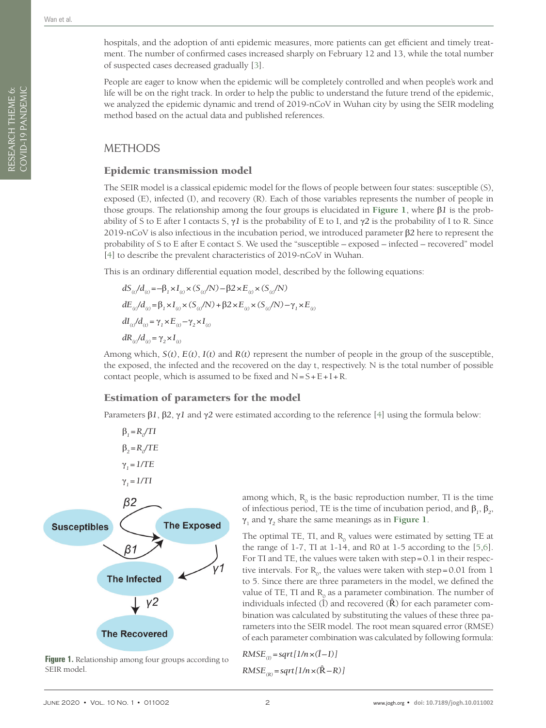hospitals, and the adoption of anti epidemic measures, more patients can get efficient and timely treatment. The number of confirmed cases increased sharply on February 12 and 13, while the total number of suspected cases decreased gradually [3].

People are eager to know when the epidemic will be completely controlled and when people's work and life will be on the right track. In order to help the public to understand the future trend of the epidemic, we analyzed the epidemic dynamic and trend of 2019-nCoV in Wuhan city by using the SEIR modeling method based on the actual data and published references.

## METHODS

### Epidemic transmission model

The SEIR model is a classical epidemic model for the flows of people between four states: susceptible (S), exposed (E), infected (I), and recovery (R). Each of those variables represents the number of people in those groups. The relationship among the four groups is elucidated in **Figure 1**, where $\beta 1$ is the probability of S to E after I contacts S, $\gamma 1$ is the probability of E to I, and $\gamma 2$ is the probability of I to R. Since 2019-nCoV is also infectious in the incubation period, we introduced parameter $\beta 2$ here to represent the probability of S to E after E contact S. We used the "susceptible – exposed – infected – recovered" model [4] to describe the prevalent characteristics of 2019-nCoV in Wuhan.

This is an ordinary differential equation model, described by the following equations:

$$dS_{(t)}/d_{(t)} = -\beta_1 \times I_{(t)} \times (S_{(t)}/N) - \beta 2 \times E_{(t)} \times (S_{(t)}/N)$$

$$dE_{(t)}/d_{(t)} = \beta_1 \times I_{(t)} \times (S_{(t)}/N) + \beta 2 \times E_{(t)} \times (S_{(t)}/N) - \gamma_1 \times E_{(t)}$$

$$dI_{(t)}/d_{(t)} = \gamma_1 \times E_{(t)} - \gamma_2 \times I_{(t)}$$

$$dR_{(t)}/d_{(t)} = \gamma_2 \times I_{(t)}$$

Among which, $S(t)$, $E(t)$, $I(t)$ and $R(t)$ represent the number of people in the group of the susceptible, the exposed, the infected and the recovered on the day t, respectively. N is the total number of possible contact people, which is assumed to be fixed and $N = S + E + I + R$.

### Estimation of parameters for the model

Parameters $\beta 1$, $\beta 2$, $\gamma 1$ and $\gamma 2$ were estimated according to the reference [4] using the formula below:

$$\beta_1 = R_0/TI$$

$$\beta_2 = R_0/TE$$

$$\gamma_1 = 1/TE$$

$$\gamma_1 = 1/TI$$

among which, $R_0$ is the basic reproduction number, TI is the time of infectious period, TE is the time of incubation period, and $\beta_1$, $\beta_2$, $\gamma_1$ and $\gamma_2$ share the same meanings as in **Figure 1**.

The optimal TE, TI, and $R_0$ values were estimated by setting TE at the range of 1-7, TI at 1-14, and R0 at 1-5 according to the [5,6]. For TI and TE, the values were taken with step = 0.1 in their respective intervals. For $R_0$, the values were taken with step = 0.01 from 1 to 5. Since there are three parameters in the model, we defined the value of TE, TI and $R_0$ as a parameter combination. The number of individuals infected ($\hat{I}$) and recovered ($\hat{R}$) for each parameter combination was calculated by substituting the values of these three parameters into the SEIR model. The root mean squared error (RMSE) of each parameter combination was calculated by following formula:

$$RMSE_{(I)} = sqrt[1/n \times (\hat{I} - I)]$$

$$RMSE_{(R)} = sqrt[1/n \times (\hat{R} - R)]$$

Susceptibles

The Exposed

The Infected

The Recovered

β2

β1

γ1

γ2

**Figure 1.** Relationship among four groups according to SEIR model.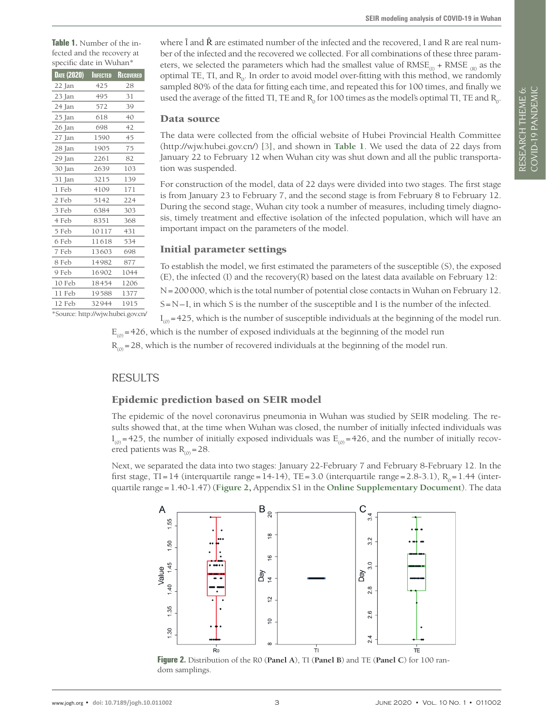**Table 1.** Number of the infected and the recovery at specific date in Wuhan*

| Date (2020) | Infected | Recovered |
|---|---|---|
| 22 Jan | 425 | 28 |
| 23 Jan | 495 | 31 |
| 24 Jan | 572 | 39 |
| 25 Jan | 618 | 40 |
| 26 Jan | 698 | 42 |
| 27 Jan | 1590 | 45 |
| 28 Jan | 1905 | 75 |
| 29 Jan | 2261 | 82 |
| 30 Jan | 2639 | 103 |
| 31 Jan | 3215 | 139 |
| 1 Feb | 4109 | 171 |
| 2 Feb | 5142 | 224 |
| 3 Feb | 6384 | 303 |
| 4 Feb | 8351 | 368 |
| 5 Feb | 10117 | 431 |
| 6 Feb | 11618 | 534 |
| 7 Feb | 13603 | 698 |
| 8 Feb | 14982 | 877 |
| 9 Feb | 16902 | 1044 |
| 10 Feb | 18454 | 1206 |
| 11 Feb | 19588 | 1377 |
| 12 Feb | 32944 | 1915 |

*Source: http://wjw.hubei.gov.cn/

where $\hat{I}$ and $\hat{R}$ are estimated number of the infected and the recovered, I and R are real number of the infected and the recovered we collected. For all combinations of these three parameters, we selected the parameters which had the smallest value of $RMSE_{(I)} + RMSE_{(R)}$ as the optimal TE, TI, and $R_0$. In order to avoid model over-fitting with this method, we randomly sampled 80% of the data for fitting each time, and repeated this for 100 times, and finally we used the average of the fitted TI, TE and $R_0$ for 100 times as the model's optimal TI, TE and $R_0$.

### Data source

The data were collected from the official website of Hubei Provincial Health Committee (http://wjw.hubei.gov.cn/) [3], and shown in **Table 1**. We used the data of 22 days from January 22 to February 12 when Wuhan city was shut down and all the public transportation was suspended.

For construction of the model, data of 22 days were divided into two stages. The first stage is from January 23 to February 7, and the second stage is from February 8 to February 12. During the second stage, Wuhan city took a number of measures, including timely diagnosis, timely treatment and effective isolation of the infected population, which will have an important impact on the parameters of the model.

### Initial parameter settings

To establish the model, we first estimated the parameters of the susceptible (S), the exposed (E), the infected (I) and the recovery(R) based on the latest data available on February 12:

N = 200 000, which is the total number of potential close contacts in Wuhan on February 12.

S = N−I, in which S is the number of the susceptible and I is the number of the infected.

$I_{(0)} = 425$, which is the number of susceptible individuals at the beginning of the model run.

$E_{(0)} = 426$, which is the number of exposed individuals at the beginning of the model run

$R_{(0)} = 28$, which is the number of recovered individuals at the beginning of the model run.

## RESULTS

### Epidemic prediction based on SEIR model

The epidemic of the novel coronavirus pneumonia in Wuhan was studied by SEIR modeling. The results showed that, at the time when Wuhan was closed, the number of initially infected individuals was $I_{(0)} = 425$, the number of initially exposed individuals was $E_{(0)} = 426$, and the number of initially recovered patients was $R_{(0)} = 28$.

Next, we separated the data into two stages: January 22-February 7 and February 8-February 12. In the first stage, TI = 14 (interquartile range = 14-14), TE = 3.0 (interquartile range = 2.8-3.1), $R_0 = 1.44$ (interquartile range = 1.40-1.47) (**Figure 2**, Appendix S1 in the **Online Supplementary Document**). The data

A
Value
1.30 1.35 1.40 1.45 1.50 1.55
R0

B
Day
8 10 12 14 16 18 20
TI

C
Day
2.4 2.6 2.8 3.0 3.2 3.4
TE

**Figure 2.** Distribution of the R0 (**Panel A**), TI (**Panel B**) and TE (**Panel C**) for 100 random samplings.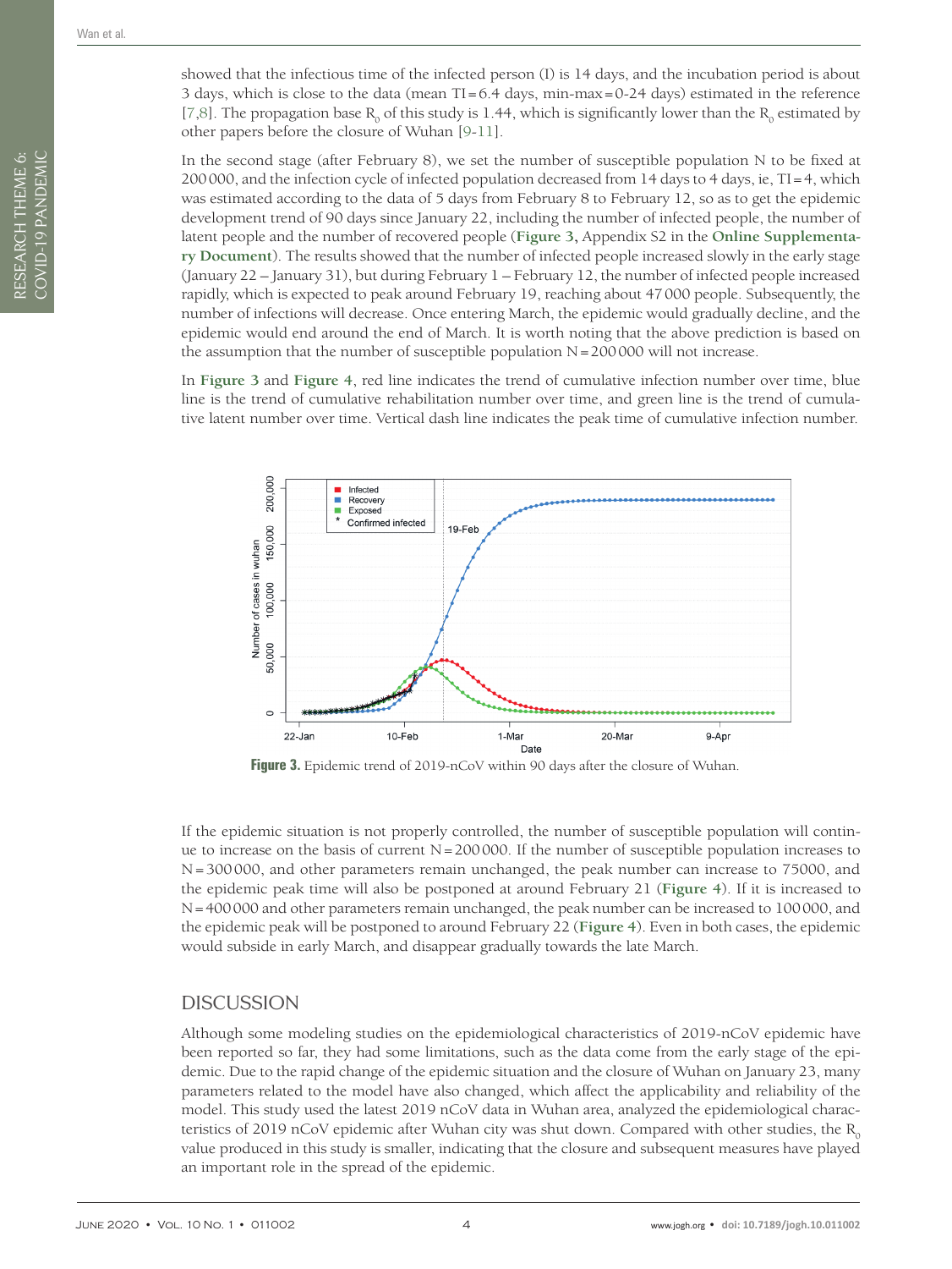showed that the infectious time of the infected person (I) is 14 days, and the incubation period is about 3 days, which is close to the data (mean TI = 6.4 days, min-max = 0-24 days) estimated in the reference [7,8]. The propagation base $R_0$ of this study is 1.44, which is significantly lower than the $R_0$ estimated by other papers before the closure of Wuhan [9-11].

In the second stage (after February 8), we set the number of susceptible population N to be fixed at 200 000, and the infection cycle of infected population decreased from 14 days to 4 days, ie, TI = 4, which was estimated according to the data of 5 days from February 8 to February 12, so as to get the epidemic development trend of 90 days since January 22, including the number of infected people, the number of latent people and the number of recovered people (**Figure 3**, Appendix S2 in the **Online Supplementary Document**). The results showed that the number of infected people increased slowly in the early stage (January 22 – January 31), but during February 1 – February 12, the number of infected people increased rapidly, which is expected to peak around February 19, reaching about 47 000 people. Subsequently, the number of infections will decrease. Once entering March, the epidemic would gradually decline, and the epidemic would end around the end of March. It is worth noting that the above prediction is based on the assumption that the number of susceptible population N = 200 000 will not increase.

In **Figure 3** and **Figure 4**, red line indicates the trend of cumulative infection number over time, blue line is the trend of cumulative rehabilitation number over time, and green line is the trend of cumulative latent number over time. Vertical dash line indicates the peak time of cumulative infection number.

Infected
Recovery
Exposed
Confirmed infected
19-Feb
Number of cases in wuhan
0
50,000
100,000
150,000
200,000
22-Jan
10-Feb
1-Mar
20-Mar
9-Apr
Date

**Figure 3.** Epidemic trend of 2019-nCoV within 90 days after the closure of Wuhan.

If the epidemic situation is not properly controlled, the number of susceptible population will continue to increase on the basis of current N = 200 000. If the number of susceptible population increases to N = 300 000, and other parameters remain unchanged, the peak number can increase to 75000, and the epidemic peak time will also be postponed at around February 21 (**Figure 4**). If it is increased to N = 400 000 and other parameters remain unchanged, the peak number can be increased to 100 000, and the epidemic peak will be postponed to around February 22 (**Figure 4**). Even in both cases, the epidemic would subside in early March, and disappear gradually towards the late March.

## DISCUSSION

Although some modeling studies on the epidemiological characteristics of 2019-nCoV epidemic have been reported so far, they had some limitations, such as the data come from the early stage of the epidemic. Due to the rapid change of the epidemic situation and the closure of Wuhan on January 23, many parameters related to the model have also changed, which affect the applicability and reliability of the model. This study used the latest 2019 nCoV data in Wuhan area, analyzed the epidemiological characteristics of 2019 nCoV epidemic after Wuhan city was shut down. Compared with other studies, the $R_0$ value produced in this study is smaller, indicating that the closure and subsequent measures have played an important role in the spread of the epidemic.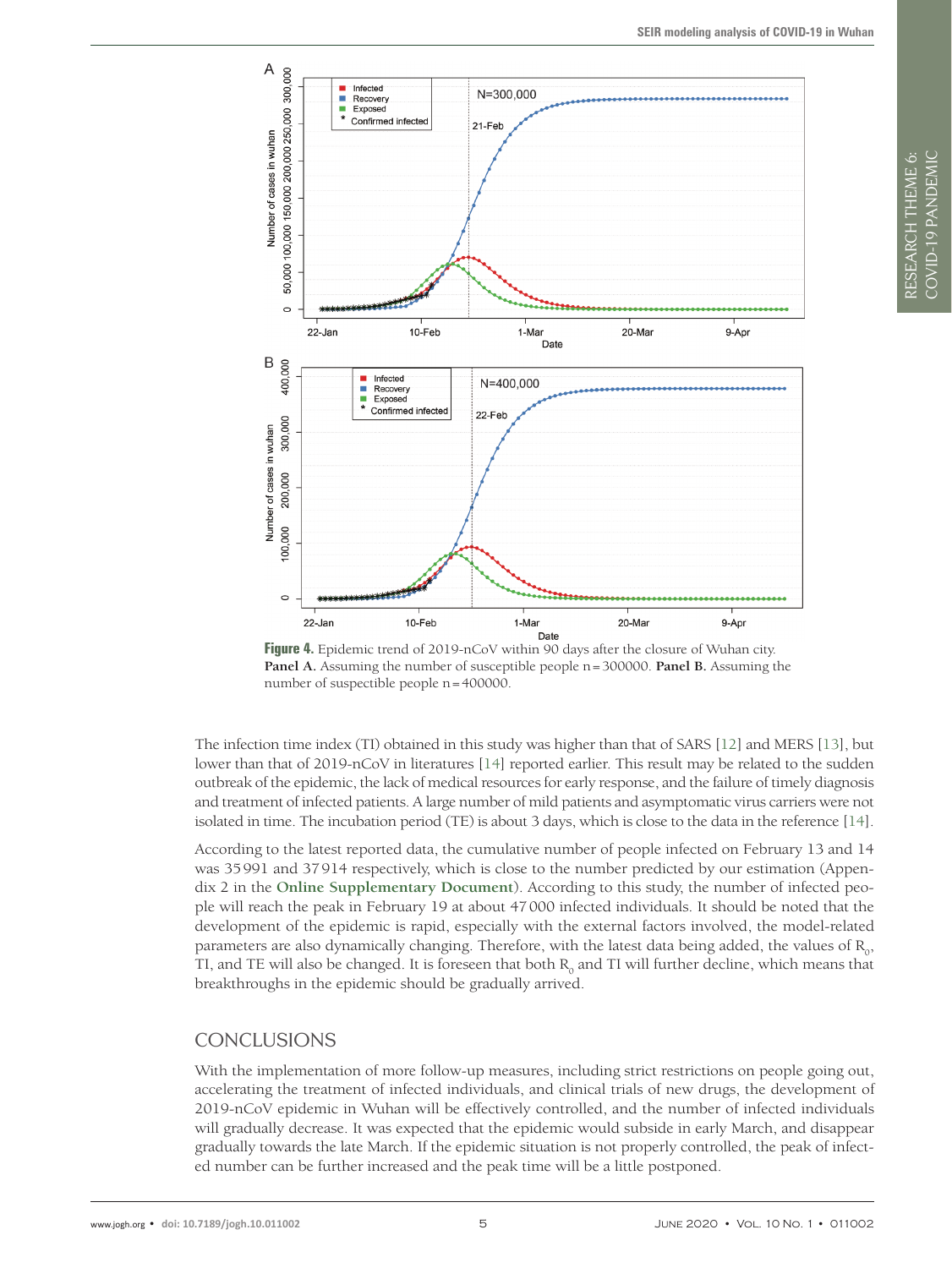A

Infected
Recovery
Exposed
* Confirmed infected

N=300,000

21-Feb

Number of cases in wuhan

0
50,000
100,000
150,000
200,000
250,000
300,000

22-Jan
10-Feb
1-Mar
20-Mar
9-Apr

Date

B

Infected
Recovery
Exposed
* Confirmed infected

N=400,000

22-Feb

Number of cases in wuhan

0
100,000
200,000
300,000
400,000

22-Jan
10-Feb
1-Mar
20-Mar
9-Apr

Date

**Figure 4.** Epidemic trend of 2019-nCoV within 90 days after the closure of Wuhan city. **Panel A.** Assuming the number of susceptible people n = 300000. **Panel B.** Assuming the number of susptectible people n = 400000.

The infection time index (TI) obtained in this study was higher than that of SARS [12] and MERS [13], but lower than that of 2019-nCoV in literatures [14] reported earlier. This result may be related to the sudden outbreak of the epidemic, the lack of medical resources for early response, and the failure of timely diagnosis and treatment of infected patients. A large number of mild patients and asymptomatic virus carriers were not isolated in time. The incubation period (TE) is about 3 days, which is close to the data in the reference [14].

According to the latest reported data, the cumulative number of people infected on February 13 and 14 was 35 991 and 37 914 respectively, which is close to the number predicted by our estimation (Appendix 2 in the **Online Supplementary Document**). According to this study, the number of infected people will reach the peak in February 19 at about 47 000 infected individuals. It should be noted that the development of the epidemic is rapid, especially with the external factors involved, the model-related parameters are also dynamically changing. Therefore, with the latest data being added, the values of $R_0$, TI, and TE will also be changed. It is foreseen that both $R_0$ and TI will further decline, which means that breakthroughs in the epidemic should be gradually arrived.

## CONCLUSIONS

With the implementation of more follow-up measures, including strict restrictions on people going out, accelerating the treatment of infected individuals, and clinical trials of new drugs, the development of 2019-nCoV epidemic in Wuhan will be effectively controlled, and the number of infected individuals will gradually decrease. It was expected that the epidemic would subside in early March, and disappear gradually towards the late March. If the epidemic situation is not properly controlled, the peak of infected number can be further increased and the peak time will be a little postponed.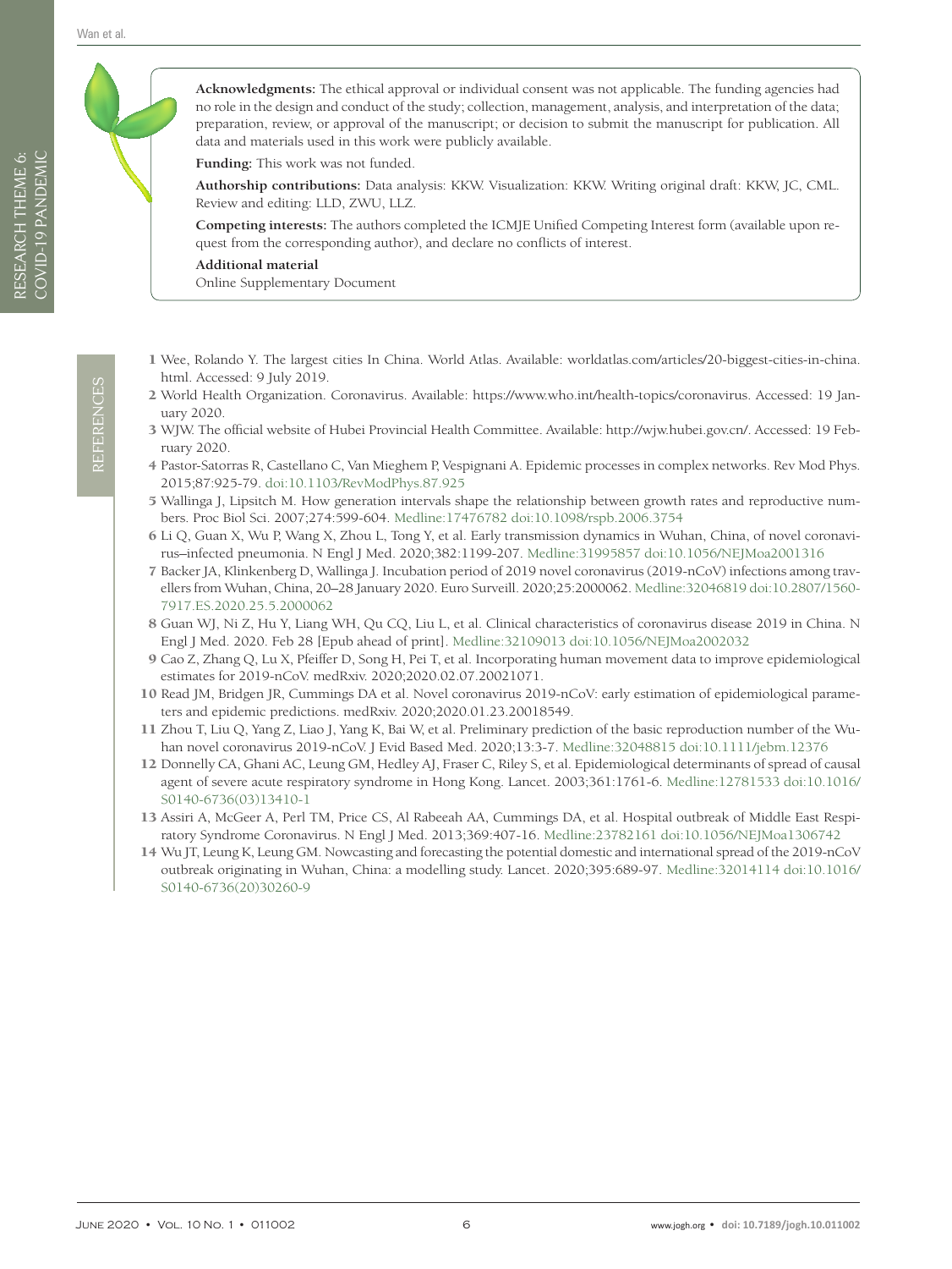**Acknowledgments:** The ethical approval or individual consent was not applicable. The funding agencies had no role in the design and conduct of the study; collection, management, analysis, and interpretation of the data; preparation, review, or approval of the manuscript; or decision to submit the manuscript for publication. All data and materials used in this work were publicly available.

**Funding:** This work was not funded.

**Authorship contributions:** Data analysis: KKW. Visualization: KKW. Writing original draft: KKW, JC, CML. Review and editing: LLD, ZWU, LLZ.

**Competing interests:** The authors completed the ICMJE Unified Competing Interest form (available upon request from the corresponding author), and declare no conflicts of interest.

**Additional material**

Online Supplementary Document

## REFERENCES

1. Wee, Rolando Y. The largest cities In China. World Atlas. Available: worldatlas.com/articles/20-biggest-cities-in-china.html. Accessed: 9 July 2019.
2. World Health Organization. Coronavirus. Available: https://www.who.int/health-topics/coronavirus. Accessed: 19 January 2020.
3. WJW. The official website of Hubei Provincial Health Committee. Available: http://wjw.hubei.gov.cn/. Accessed: 19 February 2020.
4. Pastor-Satorras R, Castellano C, Van Mieghem P, Vespignani A. Epidemic processes in complex networks. Rev Mod Phys. 2015;87:925-79. doi:10.1103/RevModPhys.87.925
5. Wallinga J, Lipsitch M. How generation intervals shape the relationship between growth rates and reproductive numbers. Proc Biol Sci. 2007;274:599-604. Medline:17476782 doi:10.1098/rspb.2006.3754
6. Li Q, Guan X, Wu P, Wang X, Zhou L, Tong Y, et al. Early transmission dynamics in Wuhan, China, of novel coronavirus–infected pneumonia. N Engl J Med. 2020;382:1199-207. Medline:31995857 doi:10.1056/NEJMoa2001316
7. Backer JA, Klinkenberg D, Wallinga J. Incubation period of 2019 novel coronavirus (2019-nCoV) infections among travellers from Wuhan, China, 20–28 January 2020. Euro Surveill. 2020;25:2000062. Medline:32046819 doi:10.2807/1560-7917.ES.2020.25.5.2000062
8. Guan WJ, Ni Z, Hu Y, Liang WH, Qu CQ, Liu L, et al. Clinical characteristics of coronavirus disease 2019 in China. N Engl J Med. 2020. Feb 28 [Epub ahead of print]. Medline:32109013 doi:10.1056/NEJMoa2002032
9. Cao Z, Zhang Q, Lu X, Pfeiffer D, Song H, Pei T, et al. Incorporating human movement data to improve epidemiological estimates for 2019-nCoV. medRxiv. 2020;2020.02.07.20021071.
10. Read JM, Bridgen JR, Cummings DA et al. Novel coronavirus 2019-nCoV: early estimation of epidemiological parameters and epidemic predictions. medRxiv. 2020;2020.01.23.20018549.
11. Zhou T, Liu Q, Yang Z, Liao J, Yang K, Bai W, et al. Preliminary prediction of the basic reproduction number of the Wuhan novel coronavirus 2019-nCoV. J Evid Based Med. 2020;13:3-7. Medline:32048815 doi:10.1111/jebm.12376
12. Donnelly CA, Ghani AC, Leung GM, Hedley AJ, Fraser C, Riley S, et al. Epidemiological determinants of spread of causal agent of severe acute respiratory syndrome in Hong Kong. Lancet. 2003;361:1761-6. Medline:12781533 doi:10.1016/S0140-6736(03)13410-1
13. Assiri A, McGeer A, Perl TM, Price CS, Al Rabeeah AA, Cummings DA, et al. Hospital outbreak of Middle East Respiratory Syndrome Coronavirus. N Engl J Med. 2013;369:407-16. Medline:23782161 doi:10.1056/NEJMoa1306742
14. Wu JT, Leung K, Leung GM. Nowcasting and forecasting the potential domestic and international spread of the 2019-nCoV outbreak originating in Wuhan, China: a modelling study. Lancet. 2020;395:689-97. Medline:32014114 doi:10.1016/S0140-6736(20)30260-9